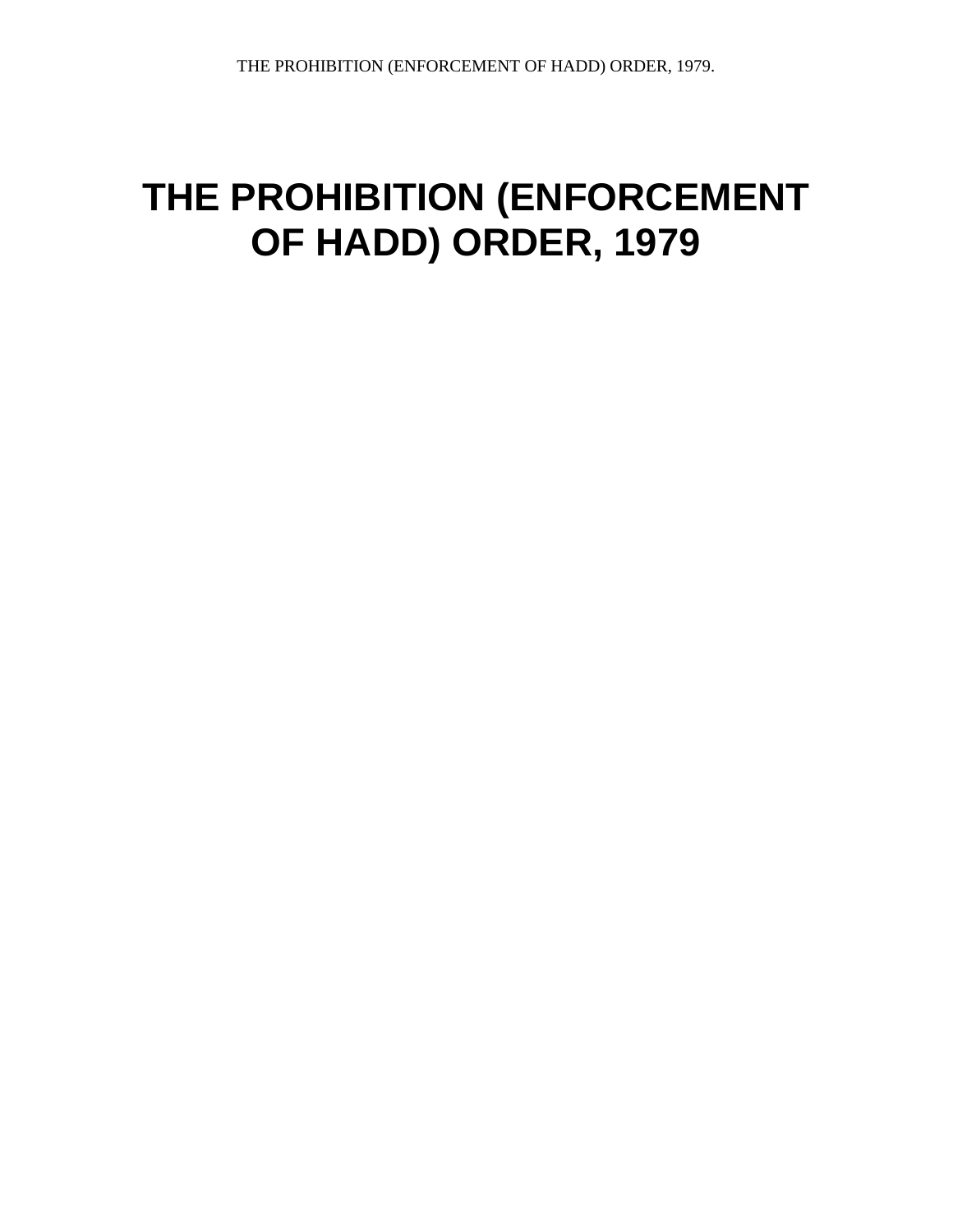# THE PROHIBITION (ENFORCEMENT OF HADD) ORDER, 1979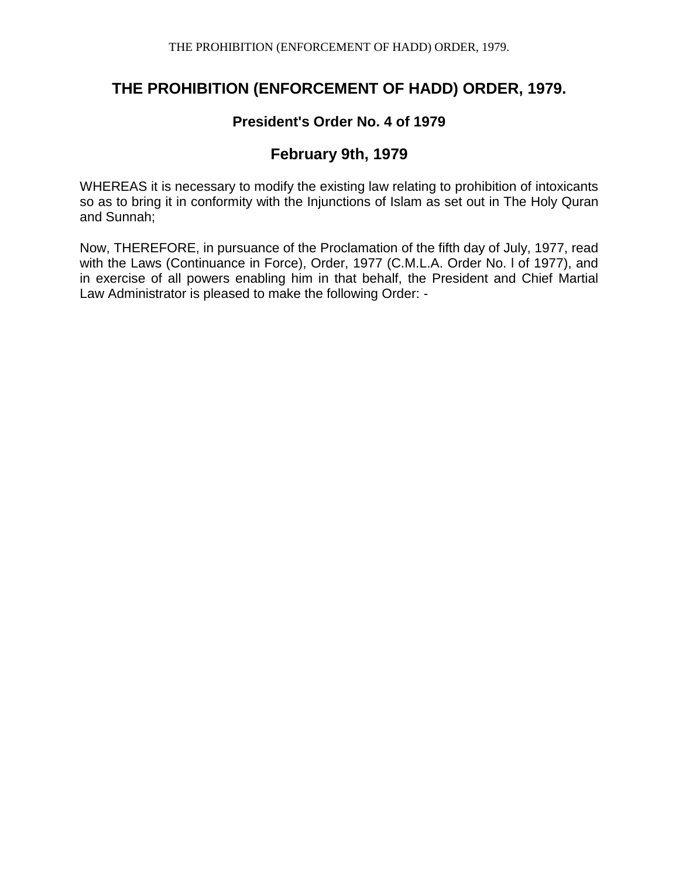# THE PROHIBITION (ENFORCEMENT OF HADD) ORDER, 1979.

### President's Order No. 4 of 1979

## February 9th, 1979

WHEREAS it is necessary to modify the existing law relating to prohibition of intoxicants so as to bring it in conformity with the Injunctions of Islam as set out in The Holy Quran and Sunnah;

Now, THEREFORE, in pursuance of the Proclamation of the fifth day of July, 1977, read with the Laws (Continuance in Force), Order, 1977 (C.M.L.A. Order No. l of 1977), and in exercise of all powers enabling him in that behalf, the President and Chief Martial Law Administrator is pleased to make the following Order: -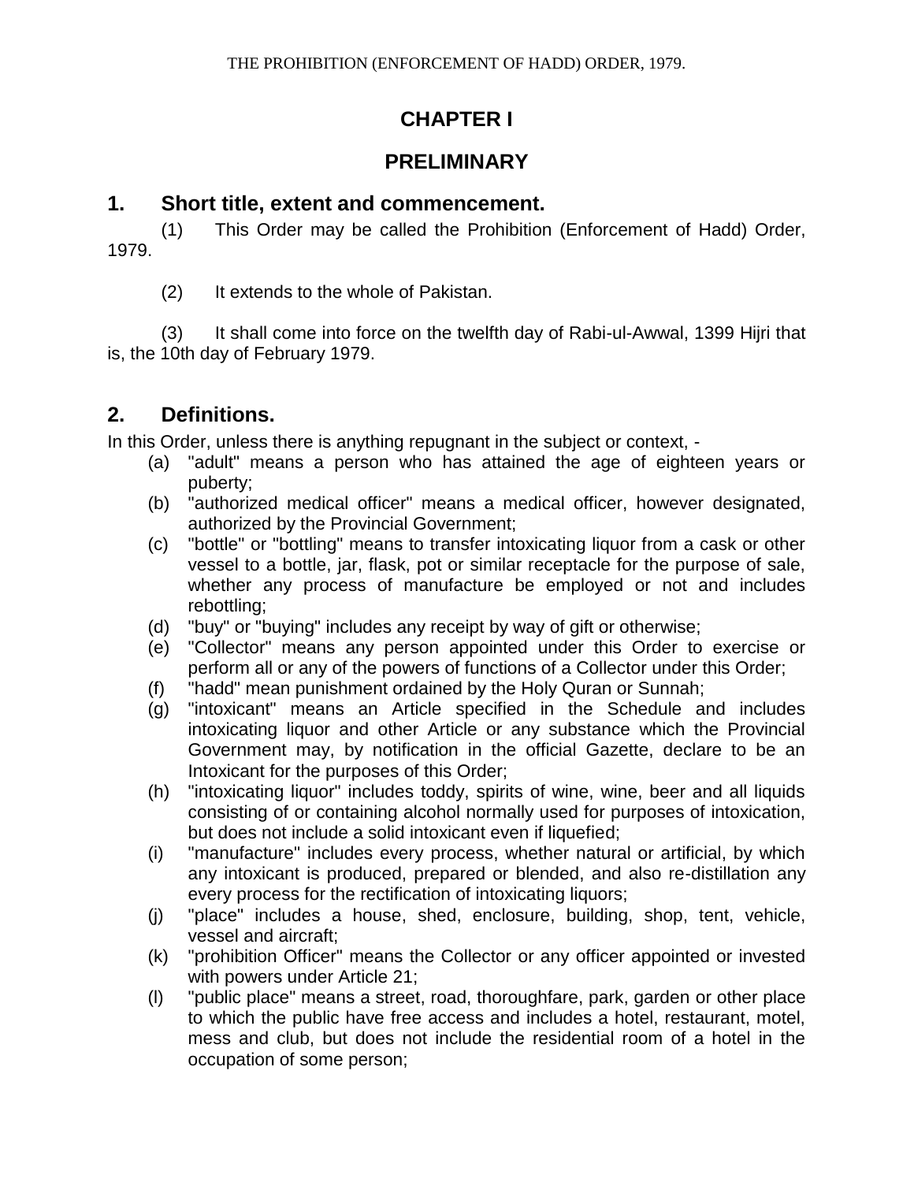# CHAPTER I

# PRELIMINARY

## 1. Short title, extent and commencement.

(1) This Order may be called the Prohibition (Enforcement of Hadd) Order, 1979.

(2) It extends to the whole of Pakistan.

(3) It shall come into force on the twelfth day of Rabi-ul-Awwal, 1399 Hijri that is, the 10th day of February 1979.

## 2. Definitions.

In this Order, unless there is anything repugnant in the subject or context, -

(a) "adult" means a person who has attained the age of eighteen years or puberty;

(b) "authorized medical officer" means a medical officer, however designated, authorized by the Provincial Government;

(c) "bottle" or "bottling" means to transfer intoxicating liquor from a cask or other vessel to a bottle, jar, flask, pot or similar receptacle for the purpose of sale, whether any process of manufacture be employed or not and includes rebottling;

(d) "buy" or "buying" includes any receipt by way of gift or otherwise;

(e) "Collector" means any person appointed under this Order to exercise or perform all or any of the powers of functions of a Collector under this Order;

(f) "hadd" mean punishment ordained by the Holy Quran or Sunnah;

(g) "intoxicant" means an Article specified in the Schedule and includes intoxicating liquor and other Article or any substance which the Provincial Government may, by notification in the official Gazette, declare to be an Intoxicant for the purposes of this Order;

(h) "intoxicating liquor" includes toddy, spirits of wine, wine, beer and all liquids consisting of or containing alcohol normally used for purposes of intoxication, but does not include a solid intoxicant even if liquefied;

(i) "manufacture" includes every process, whether natural or artificial, by which any intoxicant is produced, prepared or blended, and also re-distillation any every process for the rectification of intoxicating liquors;

(j) "place" includes a house, shed, enclosure, building, shop, tent, vehicle, vessel and aircraft;

(k) "prohibition Officer" means the Collector or any officer appointed or invested with powers under Article 21;

(l) "public place" means a street, road, thoroughfare, park, garden or other place to which the public have free access and includes a hotel, restaurant, motel, mess and club, but does not include the residential room of a hotel in the occupation of some person;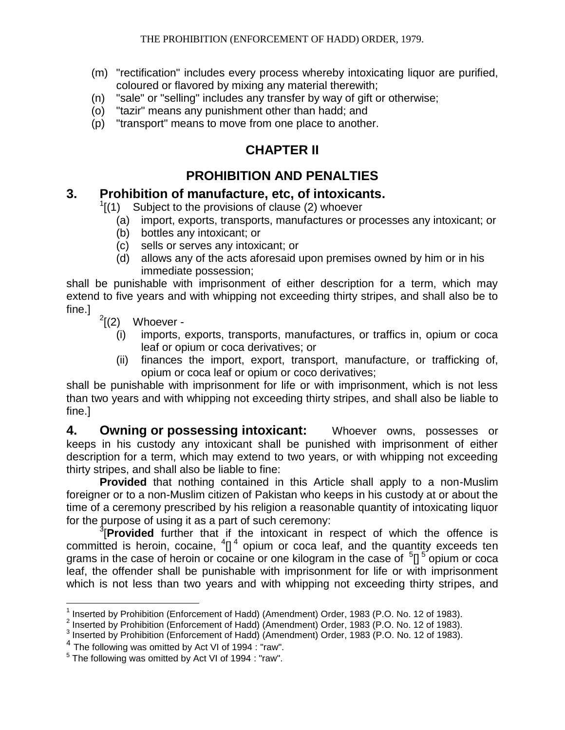(m) "rectification" includes every process whereby intoxicating liquor are purified, coloured or flavored by mixing any material therewith;

(n) "sale" or "selling" includes any transfer by way of gift or otherwise;

(o) "tazir" means any punishment other than hadd; and

(p) "transport" means to move from one place to another.

## CHAPTER II

## PROHIBITION AND PENALTIES

### 3. Prohibition of manufacture, etc, of intoxicants.

[1][(1) Subject to the provisions of clause (2) whoever

(a) import, exports, transports, manufactures or processes any intoxicant; or

(b) bottles any intoxicant; or

(c) sells or serves any intoxicant; or

(d) allows any of the acts aforesaid upon premises owned by him or in his immediate possession;

shall be punishable with imprisonment of either description for a term, which may extend to five years and with whipping not exceeding thirty stripes, and shall also be to fine.]

[2][(2) Whoever -

(i) imports, exports, transports, manufactures, or traffics in, opium or coca leaf or opium or coca derivatives; or

(ii) finances the import, export, transport, manufacture, or trafficking of, opium or coca leaf or opium or coco derivatives;

shall be punishable with imprisonment for life or with imprisonment, which is not less than two years and with whipping not exceeding thirty stripes, and shall also be liable to fine.]

**4. Owning or possessing intoxicant:** Whoever owns, possesses or keeps in his custody any intoxicant shall be punished with imprisonment of either description for a term, which may extend to two years, or with whipping not exceeding thirty stripes, and shall also be liable to fine:

**Provided** that nothing contained in this Article shall apply to a non-Muslim foreigner or to a non-Muslim citizen of Pakistan who keeps in his custody at or about the time of a ceremony prescribed by his religion a reasonable quantity of intoxicating liquor for the purpose of using it as a part of such ceremony:

[3][**Provided** further that if the intoxicant in respect of which the offence is committed is heroin, cocaine, [4][] [4] opium or coca leaf, and the quantity exceeds ten grams in the case of heroin or cocaine or one kilogram in the case of [5][] [5] opium or coca leaf, the offender shall be punishable with imprisonment for life or with imprisonment which is not less than two years and with whipping not exceeding thirty stripes, and

---

[1] Inserted by Prohibition (Enforcement of Hadd) (Amendment) Order, 1983 (P.O. No. 12 of 1983).

[2] Inserted by Prohibition (Enforcement of Hadd) (Amendment) Order, 1983 (P.O. No. 12 of 1983).

[3] Inserted by Prohibition (Enforcement of Hadd) (Amendment) Order, 1983 (P.O. No. 12 of 1983).

[4] The following was omitted by Act VI of 1994 : "raw".

[5] The following was omitted by Act VI of 1994 : "raw".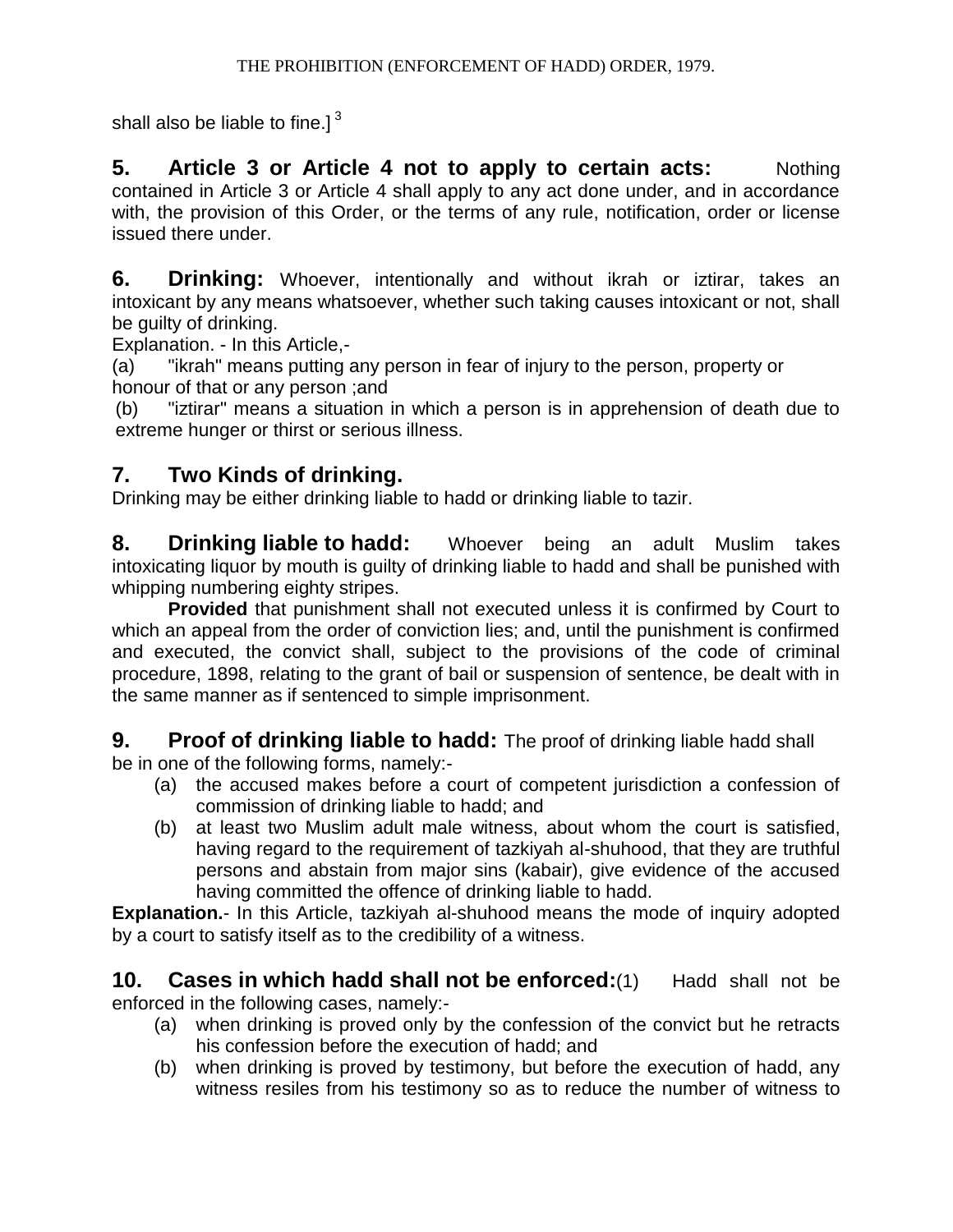shall also be liable to fine.][3]

**5. Article 3 or Article 4 not to apply to certain acts:** Nothing contained in Article 3 or Article 4 shall apply to any act done under, and in accordance with, the provision of this Order, or the terms of any rule, notification, order or license issued there under.

**6. Drinking:** Whoever, intentionally and without ikrah or iztirar, takes an intoxicant by any means whatsoever, whether such taking causes intoxicant or not, shall be guilty of drinking.

Explanation. - In this Article,-

(a) "ikrah" means putting any person in fear of injury to the person, property or honour of that or any person ;and

(b) "iztirar" means a situation in which a person is in apprehension of death due to extreme hunger or thirst or serious illness.

**7. Two Kinds of drinking.**

Drinking may be either drinking liable to hadd or drinking liable to tazir.

**8. Drinking liable to hadd:** Whoever being an adult Muslim takes intoxicating liquor by mouth is guilty of drinking liable to hadd and shall be punished with whipping numbering eighty stripes.

**Provided** that punishment shall not executed unless it is confirmed by Court to which an appeal from the order of conviction lies; and, until the punishment is confirmed and executed, the convict shall, subject to the provisions of the code of criminal procedure, 1898, relating to the grant of bail or suspension of sentence, be dealt with in the same manner as if sentenced to simple imprisonment.

**9. Proof of drinking liable to hadd:** The proof of drinking liable hadd shall be in one of the following forms, namely:-

(a) the accused makes before a court of competent jurisdiction a confession of commission of drinking liable to hadd; and

(b) at least two Muslim adult male witness, about whom the court is satisfied, having regard to the requirement of tazkiyah al-shuhood, that they are truthful persons and abstain from major sins (kabair), give evidence of the accused having committed the offence of drinking liable to hadd.

**Explanation.**- In this Article, tazkiyah al-shuhood means the mode of inquiry adopted by a court to satisfy itself as to the credibility of a witness.

**10. Cases in which hadd shall not be enforced:**(1) Hadd shall not be enforced in the following cases, namely:-

(a) when drinking is proved only by the confession of the convict but he retracts his confession before the execution of hadd; and

(b) when drinking is proved by testimony, but before the execution of hadd, any witness resiles from his testimony so as to reduce the number of witness to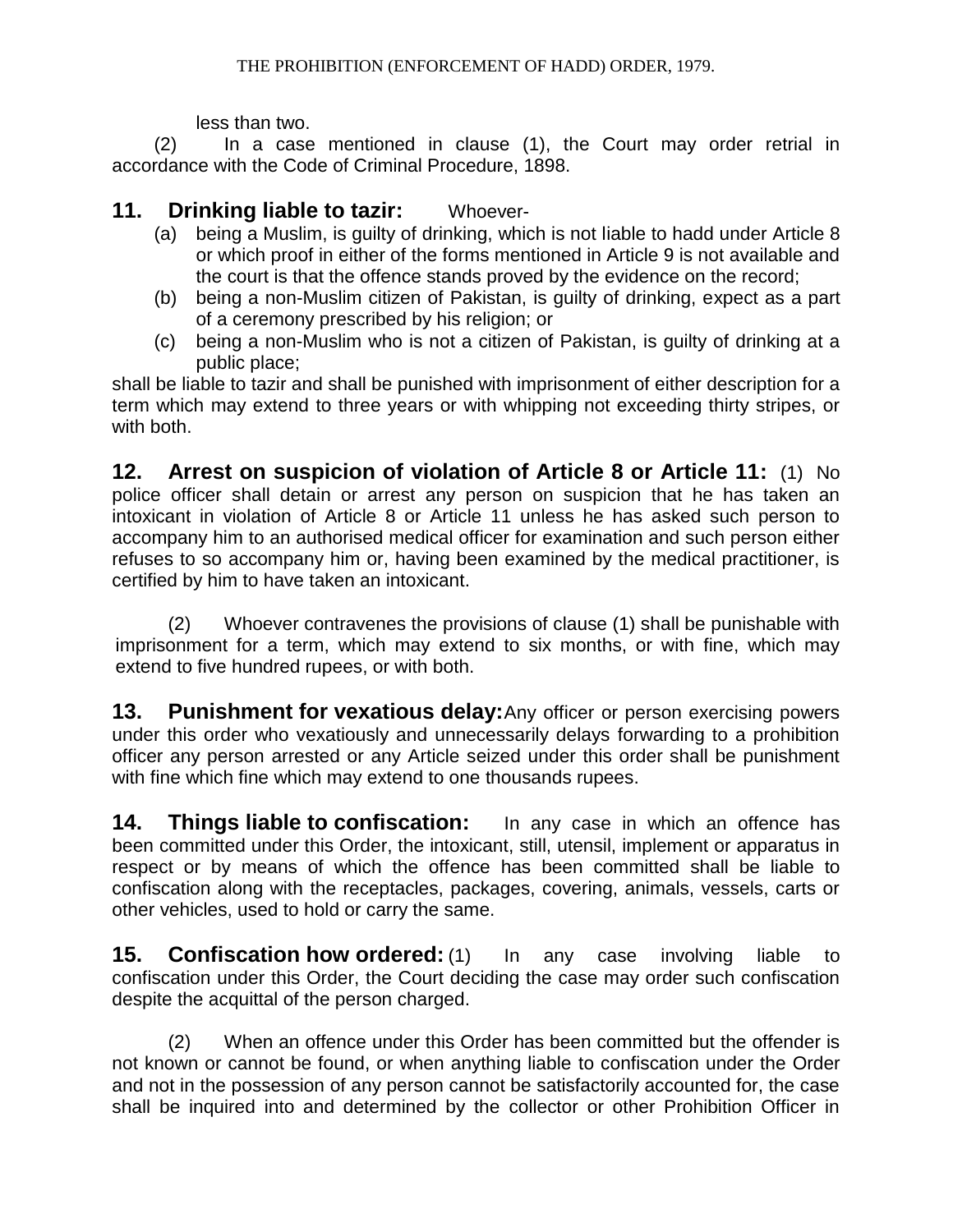less than two.

(2) In a case mentioned in clause (1), the Court may order retrial in accordance with the Code of Criminal Procedure, 1898.

**11. Drinking liable to tazir:** Whoever-

(a) being a Muslim, is guilty of drinking, which is not liable to hadd under Article 8 or which proof in either of the forms mentioned in Article 9 is not available and the court is that the offence stands proved by the evidence on the record;

(b) being a non-Muslim citizen of Pakistan, is guilty of drinking, expect as a part of a ceremony prescribed by his religion; or

(c) being a non-Muslim who is not a citizen of Pakistan, is guilty of drinking at a public place;

shall be liable to tazir and shall be punished with imprisonment of either description for a term which may extend to three years or with whipping not exceeding thirty stripes, or with both.

**12. Arrest on suspicion of violation of Article 8 or Article 11:** (1) No police officer shall detain or arrest any person on suspicion that he has taken an intoxicant in violation of Article 8 or Article 11 unless he has asked such person to accompany him to an authorised medical officer for examination and such person either refuses to so accompany him or, having been examined by the medical practitioner, is certified by him to have taken an intoxicant.

(2) Whoever contravenes the provisions of clause (1) shall be punishable with imprisonment for a term, which may extend to six months, or with fine, which may extend to five hundred rupees, or with both.

**13. Punishment for vexatious delay:** Any officer or person exercising powers under this order who vexatiously and unnecessarily delays forwarding to a prohibition officer any person arrested or any Article seized under this order shall be punishment with fine which fine which may extend to one thousands rupees.

**14. Things liable to confiscation:** In any case in which an offence has been committed under this Order, the intoxicant, still, utensil, implement or apparatus in respect or by means of which the offence has been committed shall be liable to confiscation along with the receptacles, packages, covering, animals, vessels, carts or other vehicles, used to hold or carry the same.

**15. Confiscation how ordered:** (1) In any case involving liable to confiscation under this Order, the Court deciding the case may order such confiscation despite the acquittal of the person charged.

(2) When an offence under this Order has been committed but the offender is not known or cannot be found, or when anything liable to confiscation under the Order and not in the possession of any person cannot be satisfactorily accounted for, the case shall be inquired into and determined by the collector or other Prohibition Officer in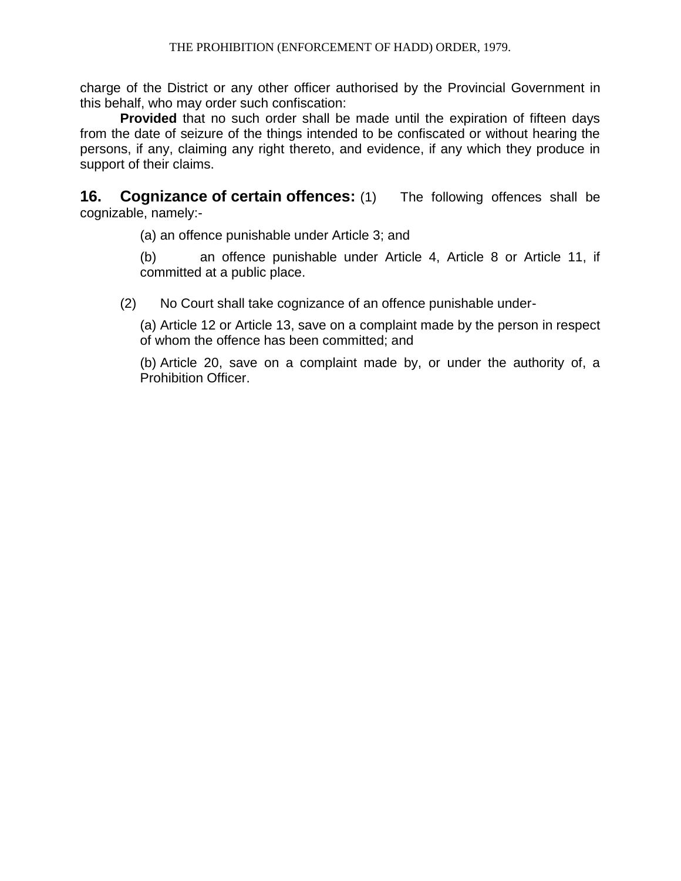charge of the District or any other officer authorised by the Provincial Government in this behalf, who may order such confiscation:

**Provided** that no such order shall be made until the expiration of fifteen days from the date of seizure of the things intended to be confiscated or without hearing the persons, if any, claiming any right thereto, and evidence, if any which they produce in support of their claims.

**16. Cognizance of certain offences:** (1) The following offences shall be cognizable, namely:-

(a) an offence punishable under Article 3; and

(b) an offence punishable under Article 4, Article 8 or Article 11, if committed at a public place.

(2) No Court shall take cognizance of an offence punishable under-

(a) Article 12 or Article 13, save on a complaint made by the person in respect of whom the offence has been committed; and

(b) Article 20, save on a complaint made by, or under the authority of, a Prohibition Officer.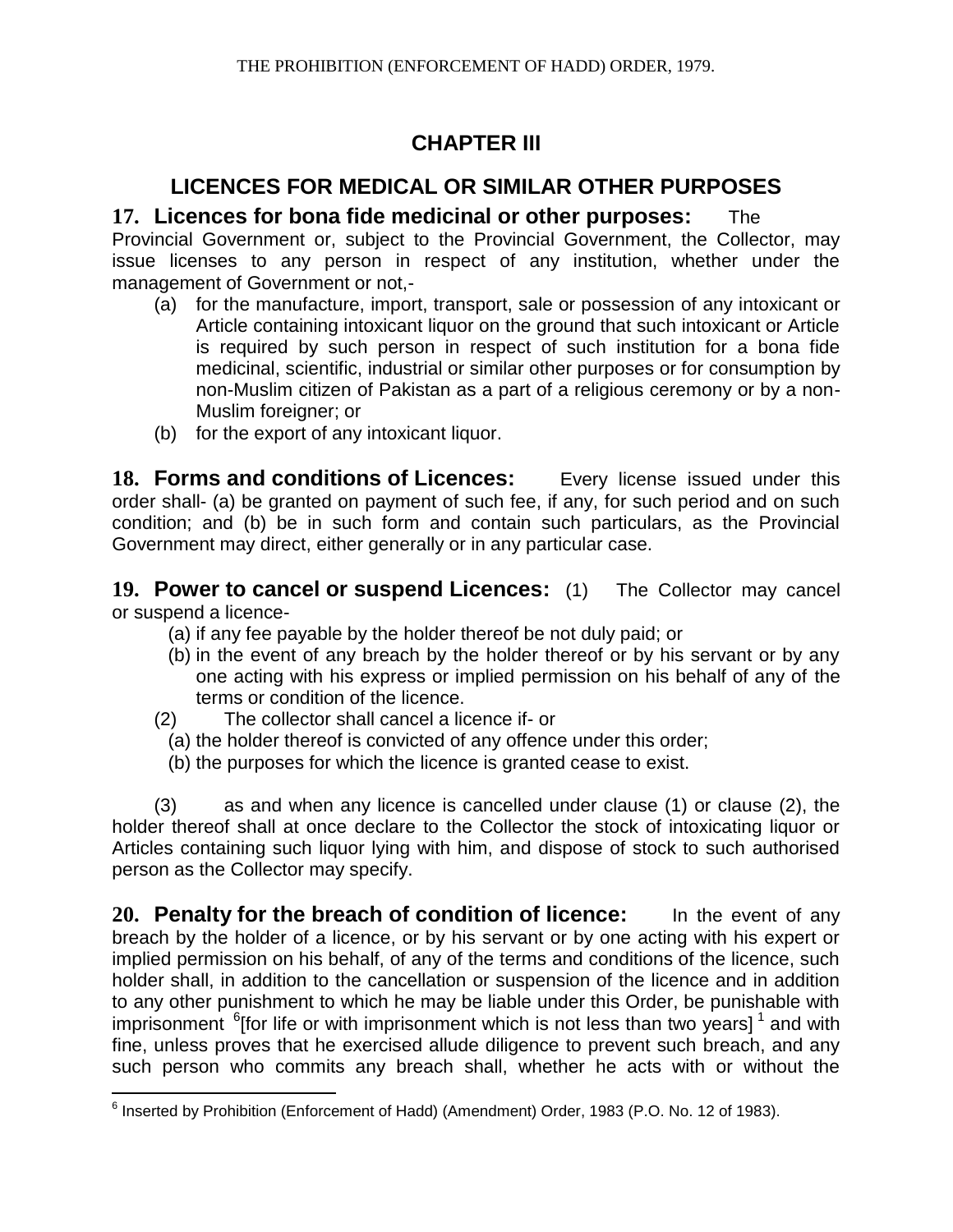# CHAPTER III

## LICENCES FOR MEDICAL OR SIMILAR OTHER PURPOSES

**17. Licences for bona fide medicinal or other purposes:** The Provincial Government or, subject to the Provincial Government, the Collector, may issue licenses to any person in respect of any institution, whether under the management of Government or not,-

(a) for the manufacture, import, transport, sale or possession of any intoxicant or Article containing intoxicant liquor on the ground that such intoxicant or Article is required by such person in respect of such institution for a bona fide medicinal, scientific, industrial or similar other purposes or for consumption by non-Muslim citizen of Pakistan as a part of a religious ceremony or by a non-Muslim foreigner; or

(b) for the export of any intoxicant liquor.

**18. Forms and conditions of Licences:** Every license issued under this order shall- (a) be granted on payment of such fee, if any, for such period and on such condition; and (b) be in such form and contain such particulars, as the Provincial Government may direct, either generally or in any particular case.

**19. Power to cancel or suspend Licences:** (1) The Collector may cancel or suspend a licence-

(a) if any fee payable by the holder thereof be not duly paid; or

(b) in the event of any breach by the holder thereof or by his servant or by any one acting with his express or implied permission on his behalf of any of the terms or condition of the licence.

(2) The collector shall cancel a licence if- or

(a) the holder thereof is convicted of any offence under this order;

(b) the purposes for which the licence is granted cease to exist.

(3) as and when any licence is cancelled under clause (1) or clause (2), the holder thereof shall at once declare to the Collector the stock of intoxicating liquor or Articles containing such liquor lying with him, and dispose of stock to such authorised person as the Collector may specify.

**20. Penalty for the breach of condition of licence:** In the event of any breach by the holder of a licence, or by his servant or by one acting with his expert or implied permission on his behalf, of any of the terms and conditions of the licence, such holder shall, in addition to the cancellation or suspension of the licence and in addition to any other punishment to which he may be liable under this Order, be punishable with imprisonment [6][for life or with imprisonment which is not less than two years] [1] and with fine, unless proves that he exercised allude diligence to prevent such breach, and any such person who commits any breach shall, whether he acts with or without the

---

[6] Inserted by Prohibition (Enforcement of Hadd) (Amendment) Order, 1983 (P.O. No. 12 of 1983).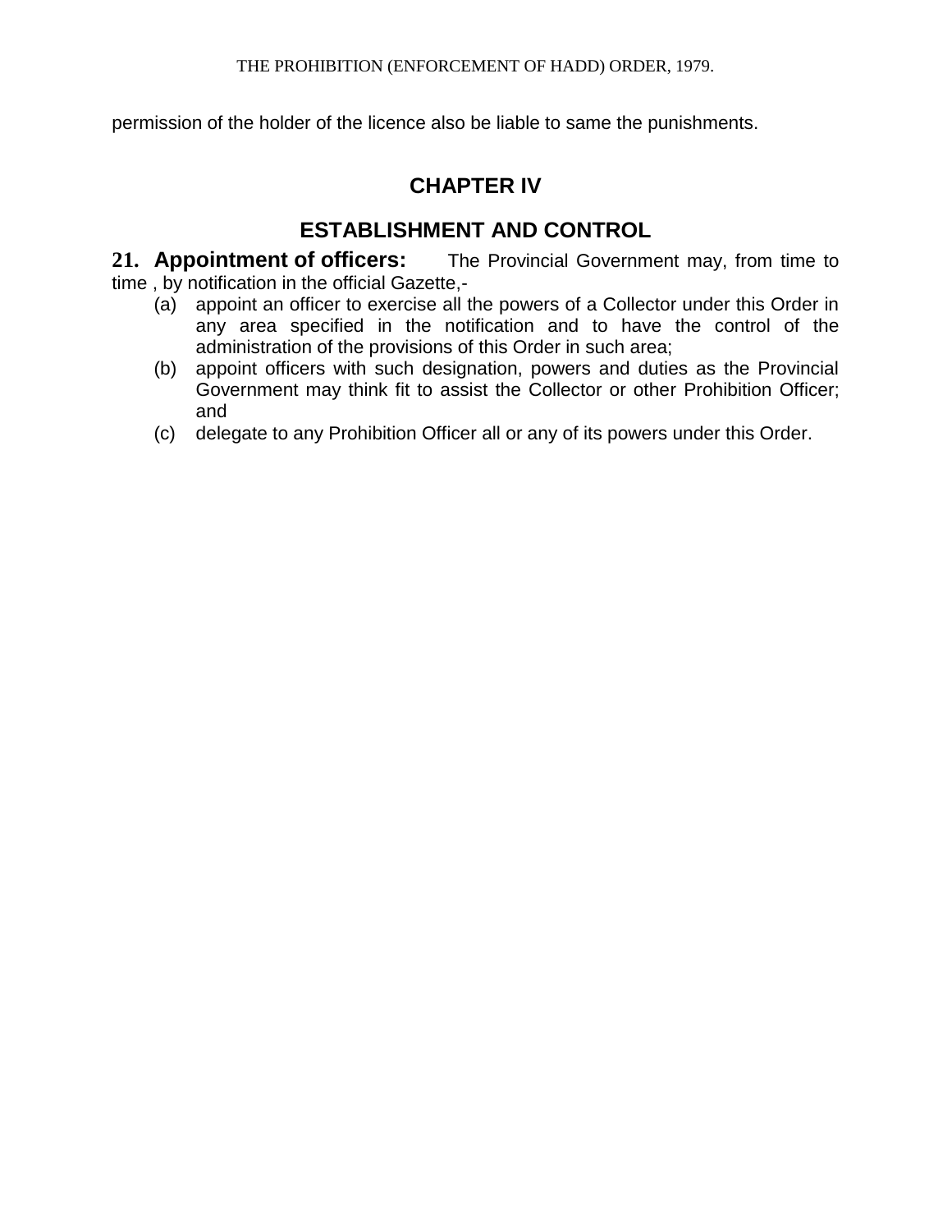permission of the holder of the licence also be liable to same the punishments.

## CHAPTER IV

## ESTABLISHMENT AND CONTROL

**21. Appointment of officers:** The Provincial Government may, from time to time , by notification in the official Gazette,-

(a) appoint an officer to exercise all the powers of a Collector under this Order in any area specified in the notification and to have the control of the administration of the provisions of this Order in such area;

(b) appoint officers with such designation, powers and duties as the Provincial Government may think fit to assist the Collector or other Prohibition Officer; and

(c) delegate to any Prohibition Officer all or any of its powers under this Order.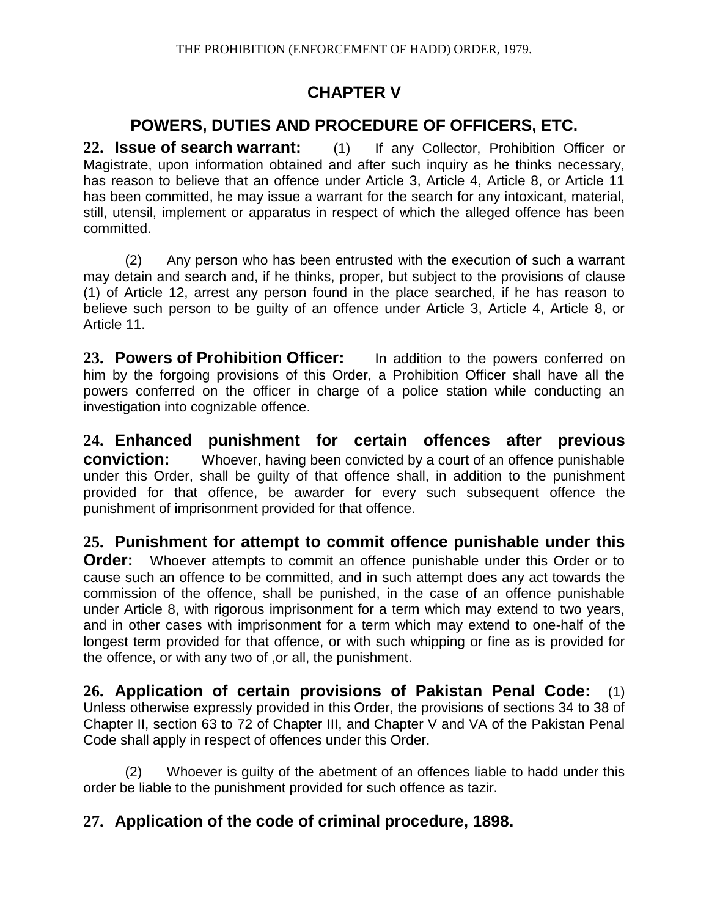## CHAPTER V

## POWERS, DUTIES AND PROCEDURE OF OFFICERS, ETC.

**22. Issue of search warrant:** (1) If any Collector, Prohibition Officer or Magistrate, upon information obtained and after such inquiry as he thinks necessary, has reason to believe that an offence under Article 3, Article 4, Article 8, or Article 11 has been committed, he may issue a warrant for the search for any intoxicant, material, still, utensil, implement or apparatus in respect of which the alleged offence has been committed.

(2) Any person who has been entrusted with the execution of such a warrant may detain and search and, if he thinks, proper, but subject to the provisions of clause (1) of Article 12, arrest any person found in the place searched, if he has reason to believe such person to be guilty of an offence under Article 3, Article 4, Article 8, or Article 11.

**23. Powers of Prohibition Officer:** In addition to the powers conferred on him by the forgoing provisions of this Order, a Prohibition Officer shall have all the powers conferred on the officer in charge of a police station while conducting an investigation into cognizable offence.

**24. Enhanced punishment for certain offences after previous conviction:** Whoever, having been convicted by a court of an offence punishable under this Order, shall be guilty of that offence shall, in addition to the punishment provided for that offence, be awarder for every such subsequent offence the punishment of imprisonment provided for that offence.

**25. Punishment for attempt to commit offence punishable under this Order:** Whoever attempts to commit an offence punishable under this Order or to cause such an offence to be committed, and in such attempt does any act towards the commission of the offence, shall be punished, in the case of an offence punishable under Article 8, with rigorous imprisonment for a term which may extend to two years, and in other cases with imprisonment for a term which may extend to one-half of the longest term provided for that offence, or with such whipping or fine as is provided for the offence, or with any two of ,or all, the punishment.

**26. Application of certain provisions of Pakistan Penal Code:** (1) Unless otherwise expressly provided in this Order, the provisions of sections 34 to 38 of Chapter II, section 63 to 72 of Chapter III, and Chapter V and VA of the Pakistan Penal Code shall apply in respect of offences under this Order.

(2) Whoever is guilty of the abetment of an offences liable to hadd under this order be liable to the punishment provided for such offence as tazir.

**27. Application of the code of criminal procedure, 1898.**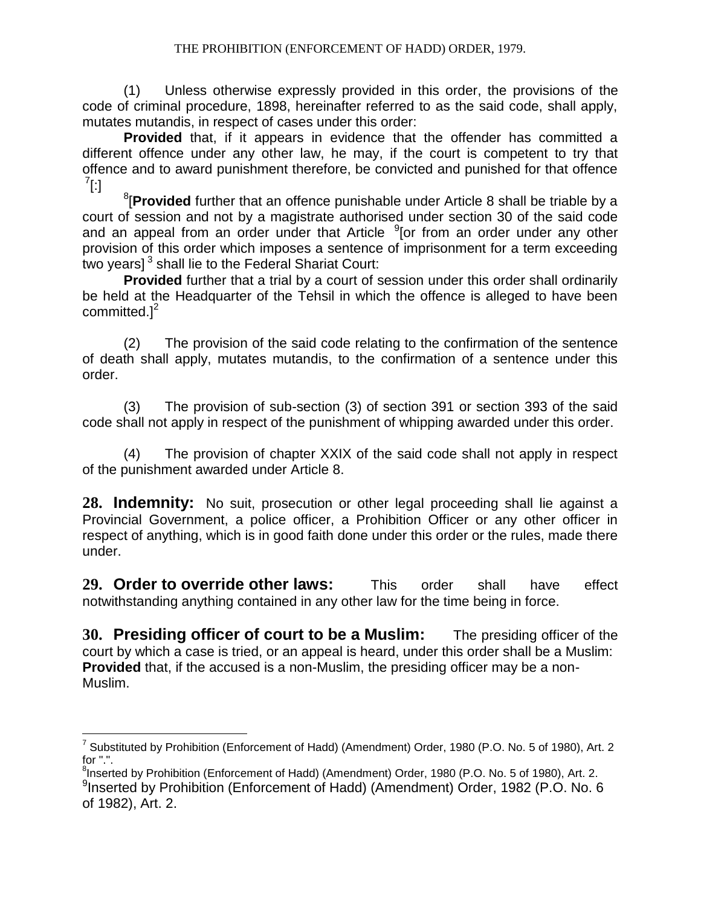(1) Unless otherwise expressly provided in this order, the provisions of the code of criminal procedure, 1898, hereinafter referred to as the said code, shall apply, mutates mutandis, in respect of cases under this order:

**Provided** that, if it appears in evidence that the offender has committed a different offence under any other law, he may, if the court is competent to try that offence and to award punishment therefore, be convicted and punished for that offence [7][:]

[8][**Provided** further that an offence punishable under Article 8 shall be triable by a court of session and not by a magistrate authorised under section 30 of the said code and an appeal from an order under that Article [9][or from an order under any other provision of this order which imposes a sentence of imprisonment for a term exceeding two years] [3] shall lie to the Federal Shariat Court:

**Provided** further that a trial by a court of session under this order shall ordinarily be held at the Headquarter of the Tehsil in which the offence is alleged to have been committed.][2]

(2) The provision of the said code relating to the confirmation of the sentence of death shall apply, mutates mutandis, to the confirmation of a sentence under this order.

(3) The provision of sub-section (3) of section 391 or section 393 of the said code shall not apply in respect of the punishment of whipping awarded under this order.

(4) The provision of chapter XXIX of the said code shall not apply in respect of the punishment awarded under Article 8.

**28. Indemnity:** No suit, prosecution or other legal proceeding shall lie against a Provincial Government, a police officer, a Prohibition Officer or any other officer in respect of anything, which is in good faith done under this order or the rules, made there under.

**29. Order to override other laws:** This order shall have effect notwithstanding anything contained in any other law for the time being in force.

**30. Presiding officer of court to be a Muslim:** The presiding officer of the court by which a case is tried, or an appeal is heard, under this order shall be a Muslim: **Provided** that, if the accused is a non-Muslim, the presiding officer may be a non-Muslim.

---

[7] Substituted by Prohibition (Enforcement of Hadd) (Amendment) Order, 1980 (P.O. No. 5 of 1980), Art. 2 for ".".

[8] Inserted by Prohibition (Enforcement of Hadd) (Amendment) Order, 1980 (P.O. No. 5 of 1980), Art. 2.

[9] Inserted by Prohibition (Enforcement of Hadd) (Amendment) Order, 1982 (P.O. No. 6 of 1982), Art. 2.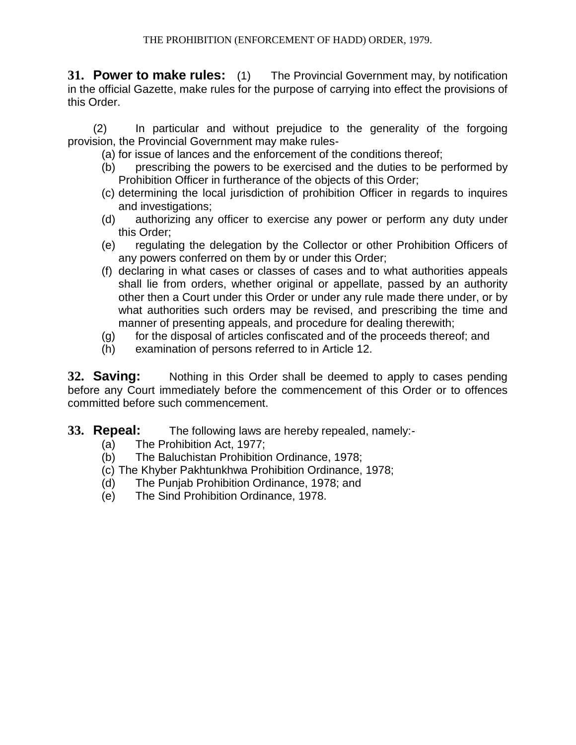**31. Power to make rules:** (1) The Provincial Government may, by notification in the official Gazette, make rules for the purpose of carrying into effect the provisions of this Order.

(2) In particular and without prejudice to the generality of the forgoing provision, the Provincial Government may make rules-

(a) for issue of lances and the enforcement of the conditions thereof;

(b) prescribing the powers to be exercised and the duties to be performed by Prohibition Officer in furtherance of the objects of this Order;

(c) determining the local jurisdiction of prohibition Officer in regards to inquires and investigations;

(d) authorizing any officer to exercise any power or perform any duty under this Order;

(e) regulating the delegation by the Collector or other Prohibition Officers of any powers conferred on them by or under this Order;

(f) declaring in what cases or classes of cases and to what authorities appeals shall lie from orders, whether original or appellate, passed by an authority other then a Court under this Order or under any rule made there under, or by what authorities such orders may be revised, and prescribing the time and manner of presenting appeals, and procedure for dealing therewith;

(g) for the disposal of articles confiscated and of the proceeds thereof; and

(h) examination of persons referred to in Article 12.

**32. Saving:** Nothing in this Order shall be deemed to apply to cases pending before any Court immediately before the commencement of this Order or to offences committed before such commencement.

**33. Repeal:** The following laws are hereby repealed, namely:-

(a) The Prohibition Act, 1977;

(b) The Baluchistan Prohibition Ordinance, 1978;

(c) The Khyber Pakhtunkhwa Prohibition Ordinance, 1978;

(d) The Punjab Prohibition Ordinance, 1978; and

(e) The Sind Prohibition Ordinance, 1978.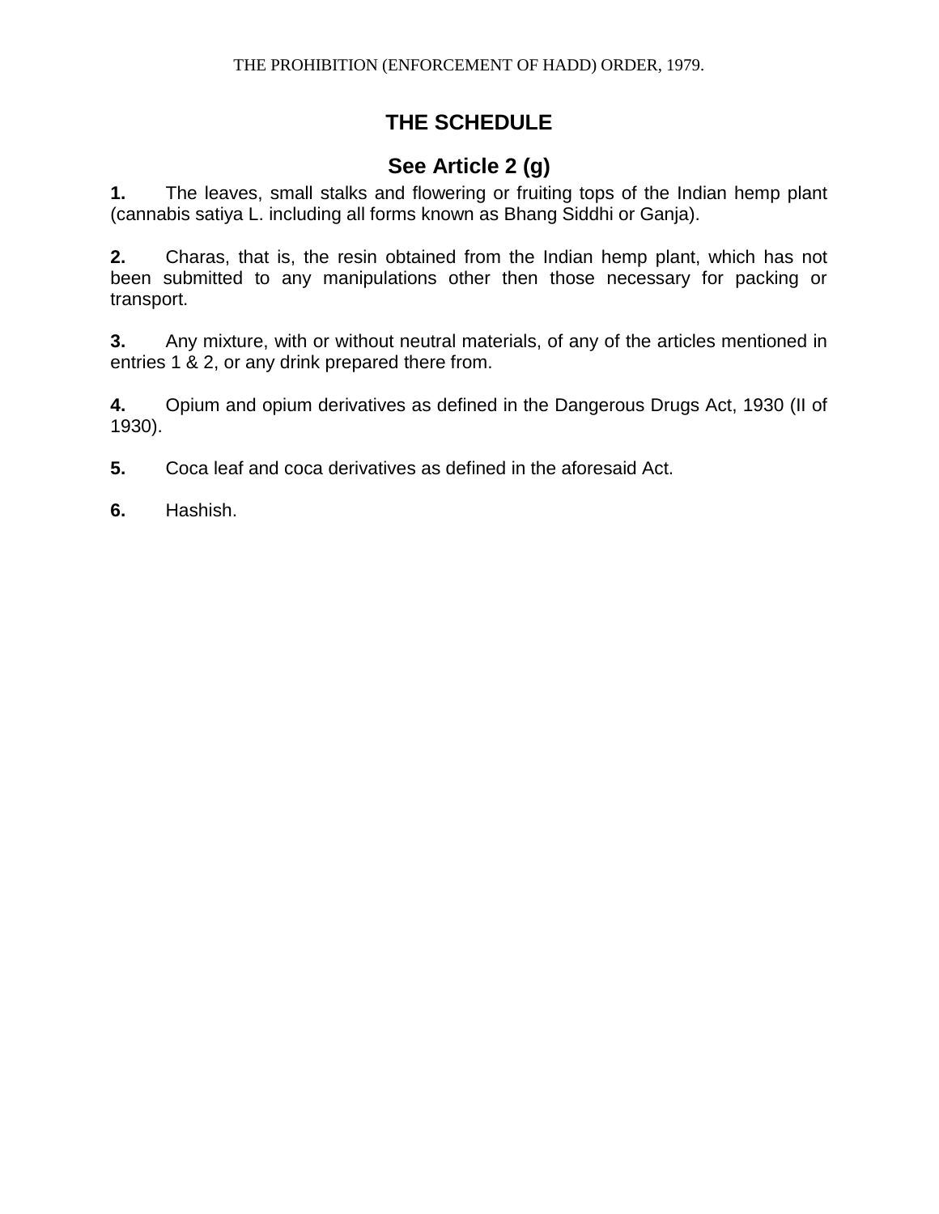# THE SCHEDULE

## See Article 2 (g)

**1.** The leaves, small stalks and flowering or fruiting tops of the Indian hemp plant (cannabis satiya L. including all forms known as Bhang Siddhi or Ganja).

**2.** Charas, that is, the resin obtained from the Indian hemp plant, which has not been submitted to any manipulations other then those necessary for packing or transport.

**3.** Any mixture, with or without neutral materials, of any of the articles mentioned in entries 1 & 2, or any drink prepared there from.

**4.** Opium and opium derivatives as defined in the Dangerous Drugs Act, 1930 (II of 1930).

**5.** Coca leaf and coca derivatives as defined in the aforesaid Act.

**6.** Hashish.